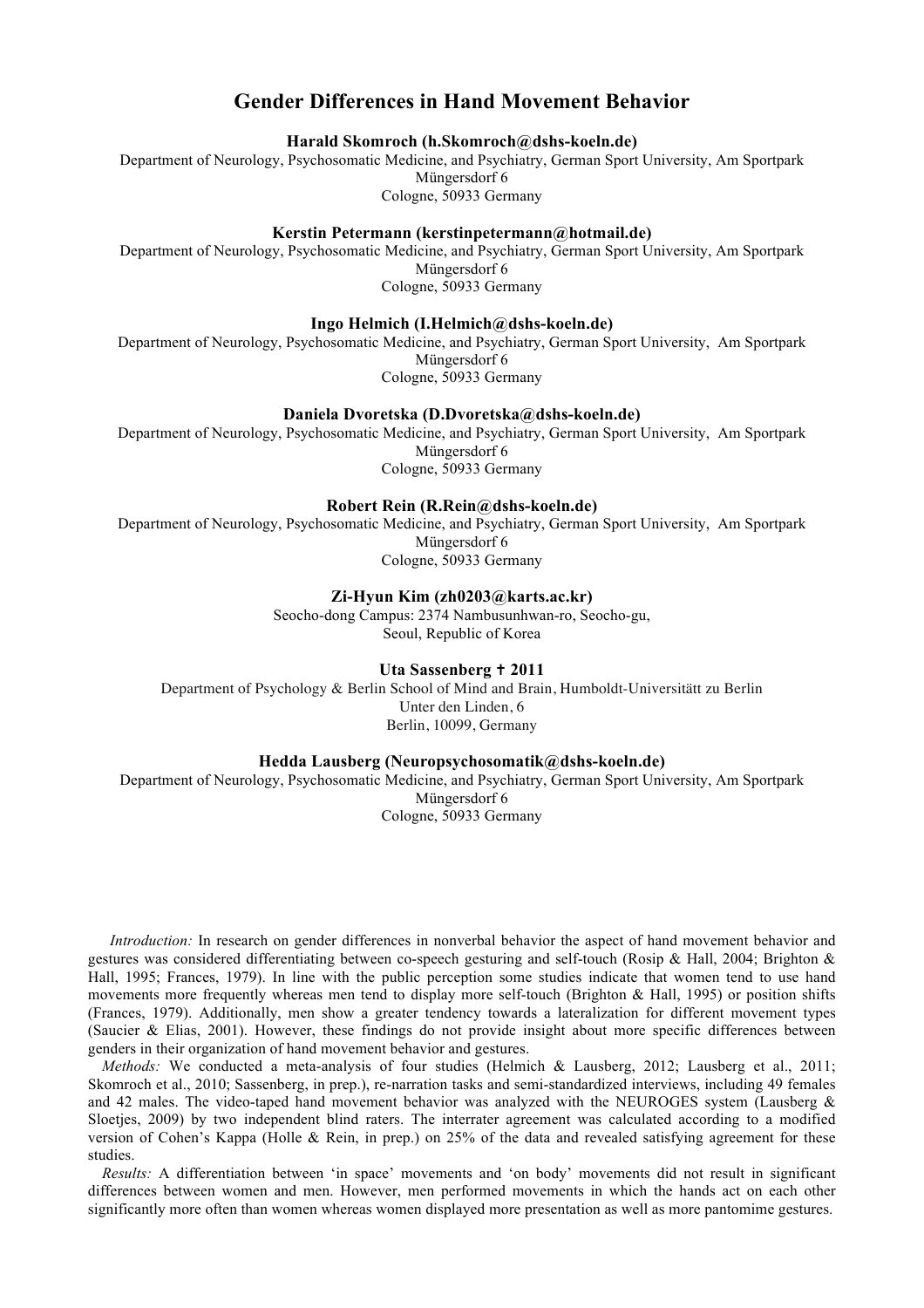# Gender Differences in Hand Movement Behavior

**Harald Skomroch (h.Skomroch@dshs-koeln.de)**
Department of Neurology, Psychosomatic Medicine, and Psychiatry, German Sport University, Am Sportpark Müngersdorf 6
Cologne, 50933 Germany

**Kerstin Petermann (kerstinpetermann@hotmail.de)**
Department of Neurology, Psychosomatic Medicine, and Psychiatry, German Sport University, Am Sportpark Müngersdorf 6
Cologne, 50933 Germany

**Ingo Helmich (I.Helmich@dshs-koeln.de)**
Department of Neurology, Psychosomatic Medicine, and Psychiatry, German Sport University, Am Sportpark Müngersdorf 6
Cologne, 50933 Germany

**Daniela Dvoretska (D.Dvoretska@dshs-koeln.de)**
Department of Neurology, Psychosomatic Medicine, and Psychiatry, German Sport University, Am Sportpark Müngersdorf 6
Cologne, 50933 Germany

**Robert Rein (R.Rein@dshs-koeln.de)**
Department of Neurology, Psychosomatic Medicine, and Psychiatry, German Sport University, Am Sportpark Müngersdorf 6
Cologne, 50933 Germany

**Zi-Hyun Kim (zh0203@karts.ac.kr)**
Seocho-dong Campus: 2374 Nambusunhwan-ro, Seocho-gu,
Seoul, Republic of Korea

**Uta Sassenberg ✝ 2011**
Department of Psychology & Berlin School of Mind and Brain, Humboldt-Universitätt zu Berlin
Unter den Linden, 6
Berlin, 10099, Germany

**Hedda Lausberg (Neuropsychosomatik@dshs-koeln.de)**
Department of Neurology, Psychosomatic Medicine, and Psychiatry, German Sport University, Am Sportpark Müngersdorf 6
Cologne, 50933 Germany

*Introduction:* In research on gender differences in nonverbal behavior the aspect of hand movement behavior and gestures was considered differentiating between co-speech gesturing and self-touch (Rosip & Hall, 2004; Brighton & Hall, 1995; Frances, 1979). In line with the public perception some studies indicate that women tend to use hand movements more frequently whereas men tend to display more self-touch (Brighton & Hall, 1995) or position shifts (Frances, 1979). Additionally, men show a greater tendency towards a lateralization for different movement types (Saucier & Elias, 2001). However, these findings do not provide insight about more specific differences between genders in their organization of hand movement behavior and gestures.

*Methods:* We conducted a meta-analysis of four studies (Helmich & Lausberg, 2012; Lausberg et al., 2011; Skomroch et al., 2010; Sassenberg, in prep.), re-narration tasks and semi-standardized interviews, including 49 females and 42 males. The video-taped hand movement behavior was analyzed with the NEUROGES system (Lausberg & Sloetjes, 2009) by two independent blind raters. The interrater agreement was calculated according to a modified version of Cohen's Kappa (Holle & Rein, in prep.) on 25% of the data and revealed satisfying agreement for these studies.

*Results:* A differentiation between 'in space' movements and 'on body' movements did not result in significant differences between women and men. However, men performed movements in which the hands act on each other significantly more often than women whereas women displayed more presentation as well as more pantomime gestures.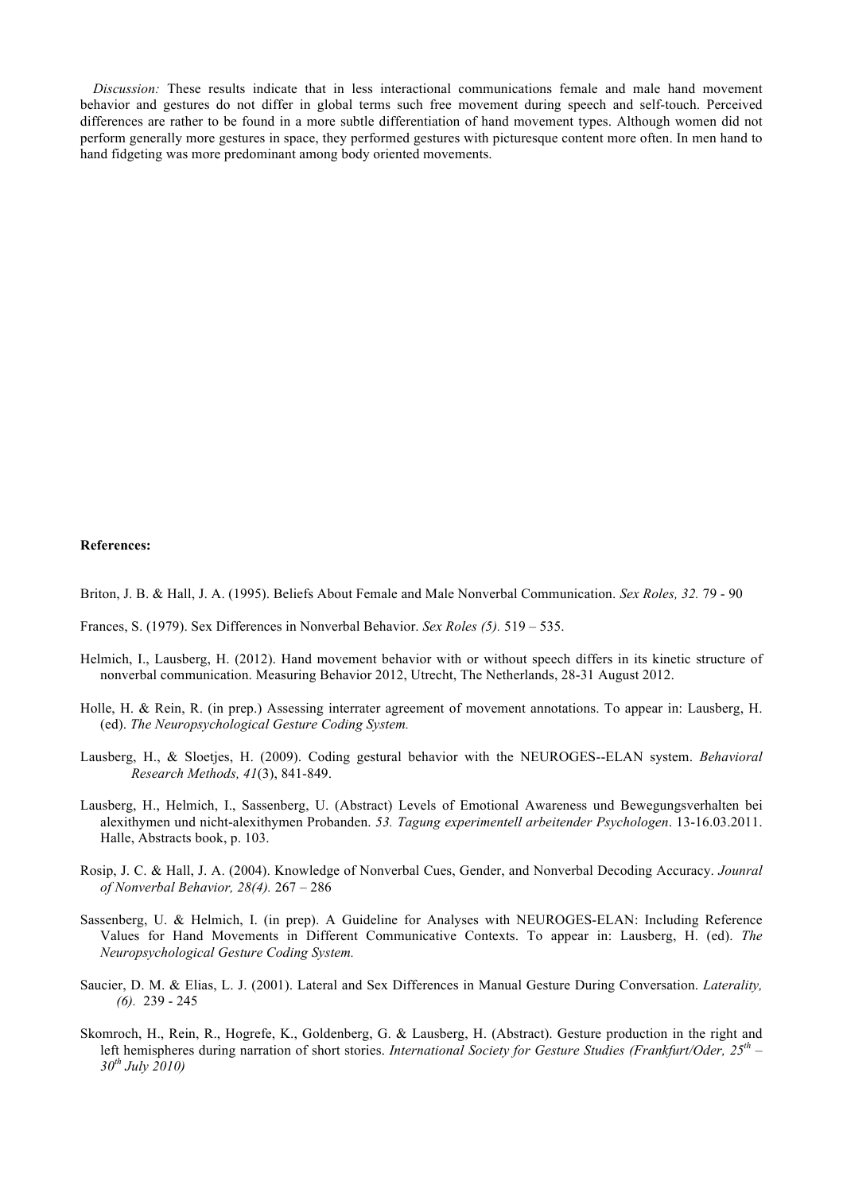*Discussion:* These results indicate that in less interactional communications female and male hand movement behavior and gestures do not differ in global terms such free movement during speech and self-touch. Perceived differences are rather to be found in a more subtle differentiation of hand movement types. Although women did not perform generally more gestures in space, they performed gestures with picturesque content more often. In men hand to hand fidgeting was more predominant among body oriented movements.

**References:**

Briton, J. B. & Hall, J. A. (1995). Beliefs About Female and Male Nonverbal Communication. *Sex Roles, 32.* 79 - 90

Frances, S. (1979). Sex Differences in Nonverbal Behavior. *Sex Roles (5).* 519 – 535.

Helmich, I., Lausberg, H. (2012). Hand movement behavior with or without speech differs in its kinetic structure of nonverbal communication. Measuring Behavior 2012, Utrecht, The Netherlands, 28-31 August 2012.

Holle, H. & Rein, R. (in prep.) Assessing interrater agreement of movement annotations. To appear in: Lausberg, H. (ed). *The Neuropsychological Gesture Coding System.*

Lausberg, H., & Sloetjes, H. (2009). Coding gestural behavior with the NEUROGES--ELAN system. *Behavioral Research Methods, 41*(3), 841-849.

Lausberg, H., Helmich, I., Sassenberg, U. (Abstract) Levels of Emotional Awareness und Bewegungsverhalten bei alexithymen und nicht-alexithymen Probanden. *53. Tagung experimentell arbeitender Psychologen*. 13-16.03.2011. Halle, Abstracts book, p. 103.

Rosip, J. C. & Hall, J. A. (2004). Knowledge of Nonverbal Cues, Gender, and Nonverbal Decoding Accuracy. *Jounral of Nonverbal Behavior, 28(4).* 267 – 286

Sassenberg, U. & Helmich, I. (in prep). A Guideline for Analyses with NEUROGES-ELAN: Including Reference Values for Hand Movements in Different Communicative Contexts. To appear in: Lausberg, H. (ed). *The Neuropsychological Gesture Coding System.*

Saucier, D. M. & Elias, L. J. (2001). Lateral and Sex Differences in Manual Gesture During Conversation. *Laterality, (6).* 239 - 245

Skomroch, H., Rein, R., Hogrefe, K., Goldenberg, G. & Lausberg, H. (Abstract). Gesture production in the right and left hemispheres during narration of short stories. *International Society for Gesture Studies (Frankfurt/Oder, 25th – 30th July 2010)*